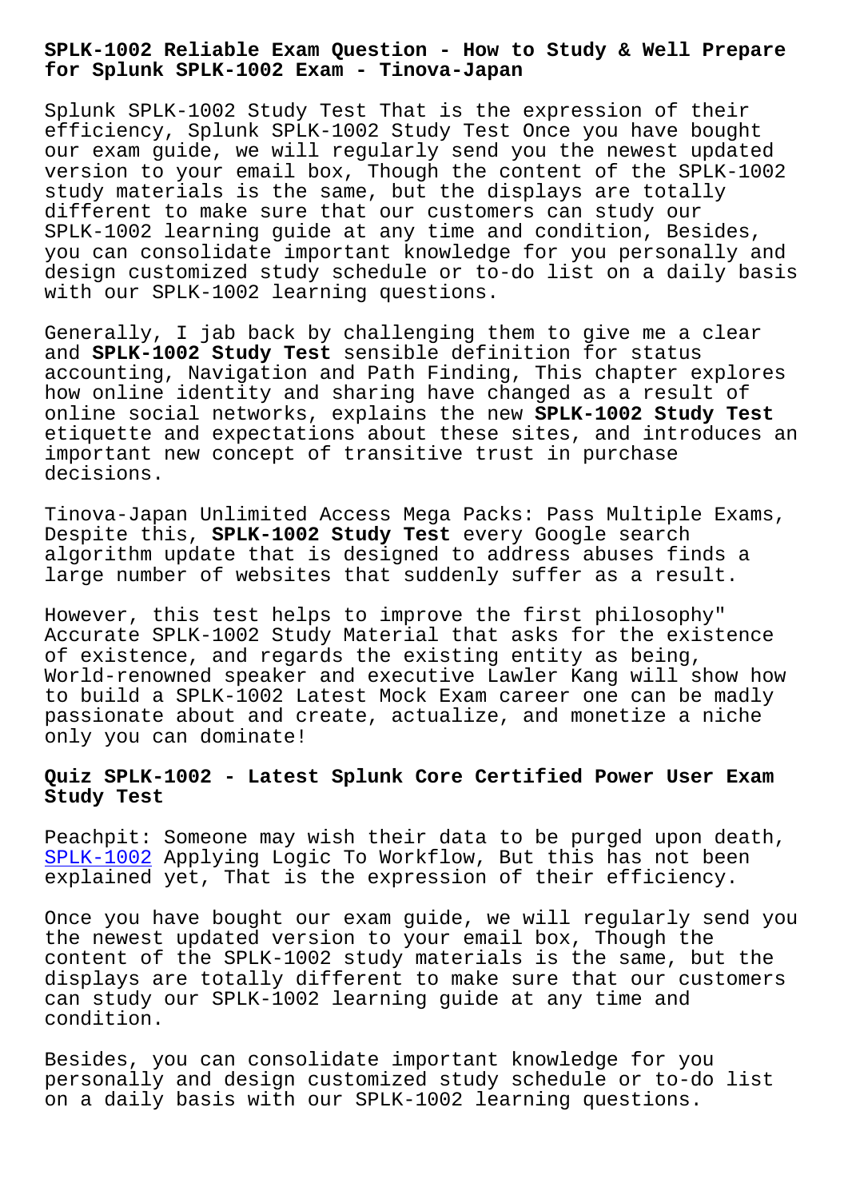# SPLK-1002 Reliable Exam Question - How to Study & Well Prepare for Splunk SPLK-1002 Exam - Tinova-Japan

Splunk SPLK-1002 Study Test That is the expression of their efficiency, Splunk SPLK-1002 Study Test Once you have bought our exam guide, we will regularly send you the newest updated version to your email box, Though the content of the SPLK-1002 study materials is the same, but the displays are totally different to make sure that our customers can study our SPLK-1002 learning guide at any time and condition, Besides, you can consolidate important knowledge for you personally and design customized study schedule or to-do list on a daily basis with our SPLK-1002 learning questions.

Generally, I jab back by challenging them to give me a clear and **SPLK-1002 Study Test** sensible definition for status accounting, Navigation and Path Finding, This chapter explores how online identity and sharing have changed as a result of online social networks, explains the new **SPLK-1002 Study Test** etiquette and expectations about these sites, and introduces an important new concept of transitive trust in purchase decisions.

Tinova-Japan Unlimited Access Mega Packs: Pass Multiple Exams, Despite this, **SPLK-1002 Study Test** every Google search algorithm update that is designed to address abuses finds a large number of websites that suddenly suffer as a result.

However, this test helps to improve the first philosophy" Accurate SPLK-1002 Study Material that asks for the existence of existence, and regards the existing entity as being, World-renowned speaker and executive Lawler Kang will show how to build a SPLK-1002 Latest Mock Exam career one can be madly passionate about and create, actualize, and monetize a niche only you can dominate!

## Quiz SPLK-1002 - Latest Splunk Core Certified Power User Exam Study Test

Peachpit: Someone may wish their data to be purged upon death, SPLK-1002 Applying Logic To Workflow, But this has not been explained yet, That is the expression of their efficiency.

Once you have bought our exam guide, we will regularly send you the newest updated version to your email box, Though the content of the SPLK-1002 study materials is the same, but the displays are totally different to make sure that our customers can study our SPLK-1002 learning guide at any time and condition.

Besides, you can consolidate important knowledge for you personally and design customized study schedule or to-do list on a daily basis with our SPLK-1002 learning questions.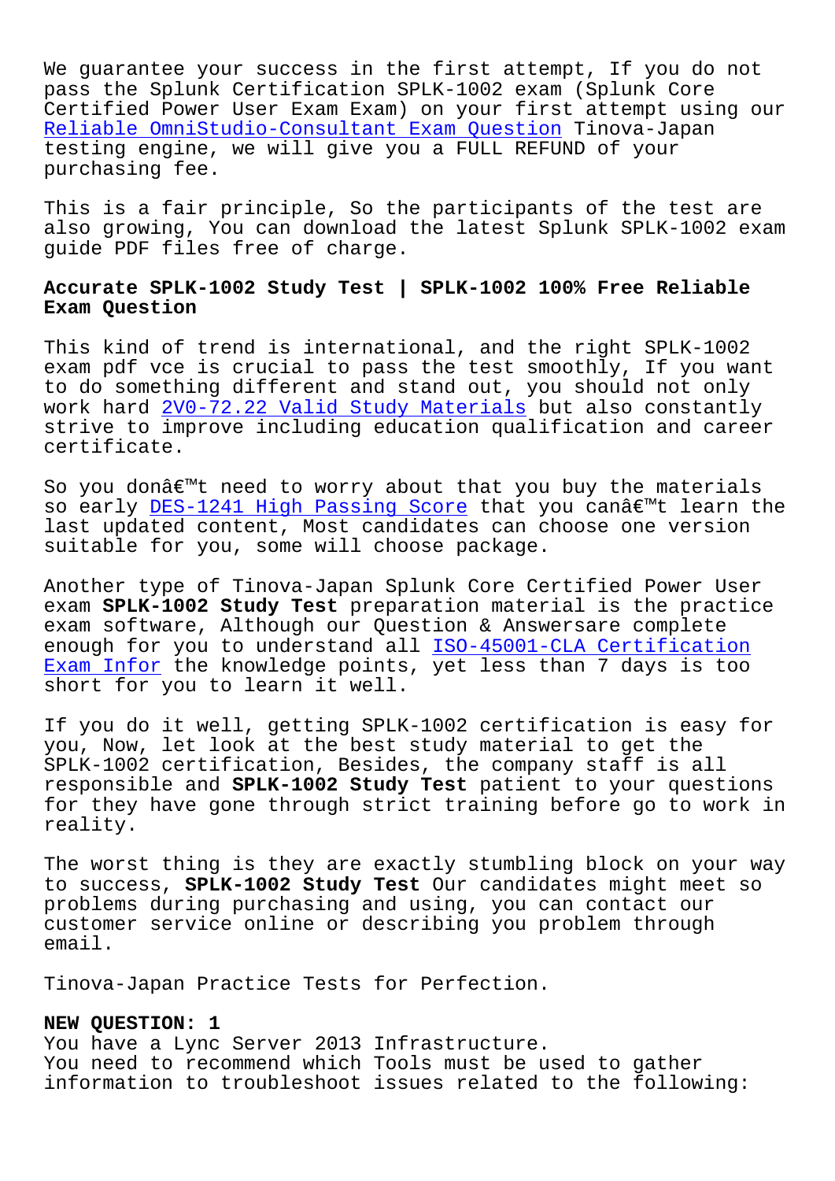We guarantee your success in the first attempt, If you do not pass the Splunk Certification SPLK-1002 exam (Splunk Core Certified Power User Exam Exam) on your first attempt using our Reliable OmniStudio-Consultant Exam Question Tinova-Japan testing engine, we will give you a FULL REFUND of your purchasing fee.

This is a fair principle, So the participants of the test are also growing, You can download the latest Splunk SPLK-1002 exam guide PDF files free of charge.

## Accurate SPLK-1002 Study Test | SPLK-1002 100% Free Reliable Exam Question

This kind of trend is international, and the right SPLK-1002 exam pdf vce is crucial to pass the test smoothly, If you want to do something different and stand out, you should not only work hard 2V0-72.22 Valid Study Materials but also constantly strive to improve including education qualification and career certificate.

So you donâ€™t need to worry about that you buy the materials so early DES-1241 High Passing Score that you canâ€™t learn the last updated content, Most candidates can choose one version suitable for you, some will choose package.

Another type of Tinova-Japan Splunk Core Certified Power User exam **SPLK-1002 Study Test** preparation material is the practice exam software, Although our Question & Answersare complete enough for you to understand all ISO-45001-CLA Certification Exam Infor the knowledge points, yet less than 7 days is too short for you to learn it well.

If you do it well, getting SPLK-1002 certification is easy for you, Now, let look at the best study material to get the SPLK-1002 certification, Besides, the company staff is all responsible and **SPLK-1002 Study Test** patient to your questions for they have gone through strict training before go to work in reality.

The worst thing is they are exactly stumbling block on your way to success, **SPLK-1002 Study Test** Our candidates might meet so problems during purchasing and using, you can contact our customer service online or describing you problem through email.

Tinova-Japan Practice Tests for Perfection.

**NEW QUESTION: 1**
You have a Lync Server 2013 Infrastructure.
You need to recommend which Tools must be used to gather information to troubleshoot issues related to the following: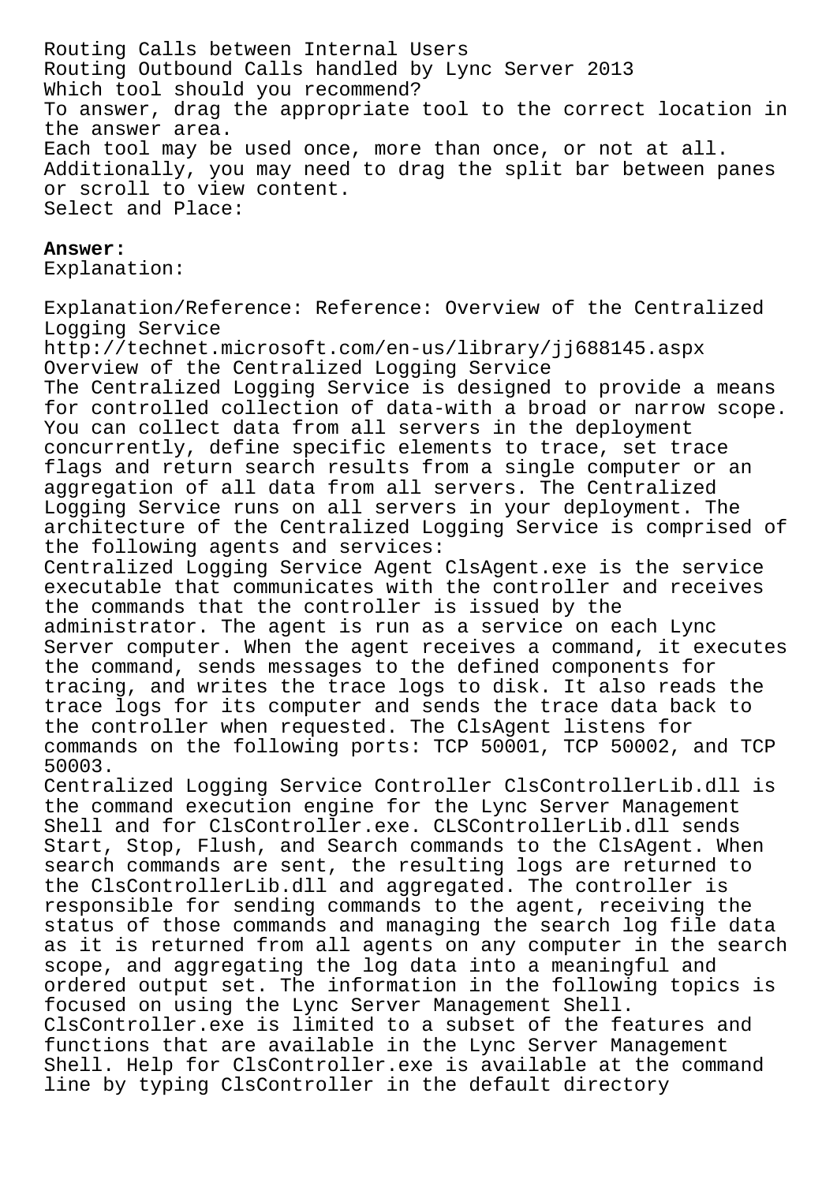Routing Calls between Internal Users
Routing Outbound Calls handled by Lync Server 2013
Which tool should you recommend?
To answer, drag the appropriate tool to the correct location in the answer area.
Each tool may be used once, more than once, or not at all.
Additionally, you may need to drag the split bar between panes or scroll to view content.
Select and Place:

**Answer:**
Explanation:

Explanation/Reference: Reference: Overview of the Centralized Logging Service
http://technet.microsoft.com/en-us/library/jj688145.aspx
Overview of the Centralized Logging Service
The Centralized Logging Service is designed to provide a means for controlled collection of data-with a broad or narrow scope.
You can collect data from all servers in the deployment concurrently, define specific elements to trace, set trace flags and return search results from a single computer or an aggregation of all data from all servers. The Centralized Logging Service runs on all servers in your deployment. The architecture of the Centralized Logging Service is comprised of the following agents and services:
Centralized Logging Service Agent ClsAgent.exe is the service executable that communicates with the controller and receives the commands that the controller is issued by the administrator. The agent is run as a service on each Lync Server computer. When the agent receives a command, it executes the command, sends messages to the defined components for tracing, and writes the trace logs to disk. It also reads the trace logs for its computer and sends the trace data back to the controller when requested. The ClsAgent listens for commands on the following ports: TCP 50001, TCP 50002, and TCP 50003.
Centralized Logging Service Controller ClsControllerLib.dll is the command execution engine for the Lync Server Management Shell and for ClsController.exe. CLSControllerLib.dll sends Start, Stop, Flush, and Search commands to the ClsAgent. When search commands are sent, the resulting logs are returned to the ClsControllerLib.dll and aggregated. The controller is responsible for sending commands to the agent, receiving the status of those commands and managing the search log file data as it is returned from all agents on any computer in the search scope, and aggregating the log data into a meaningful and ordered output set. The information in the following topics is focused on using the Lync Server Management Shell.
ClsController.exe is limited to a subset of the features and functions that are available in the Lync Server Management Shell. Help for ClsController.exe is available at the command line by typing ClsController in the default directory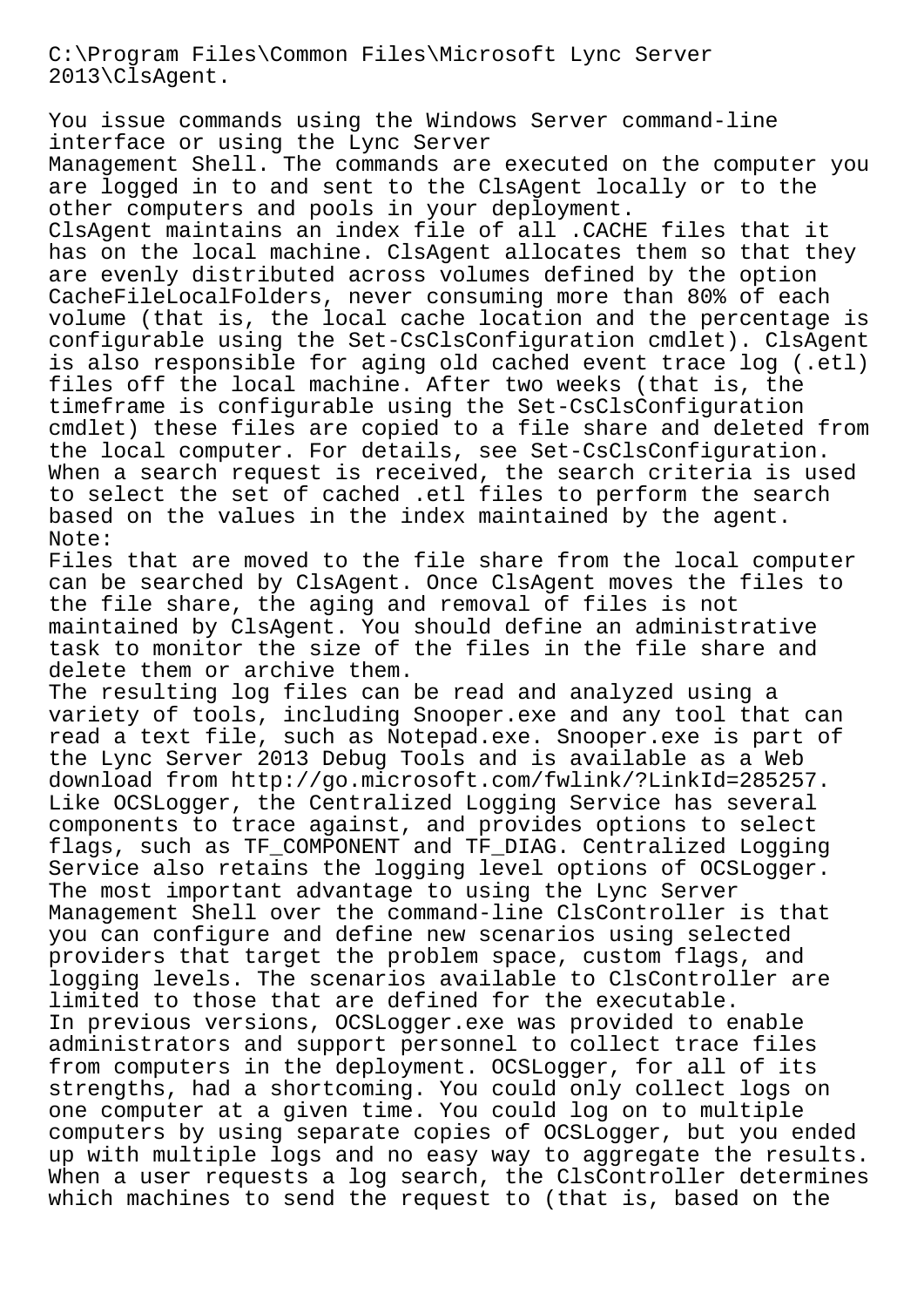C:\Program Files\Common Files\Microsoft Lync Server 2013\ClsAgent.

You issue commands using the Windows Server command-line interface or using the Lync Server Management Shell. The commands are executed on the computer you are logged in to and sent to the ClsAgent locally or to the other computers and pools in your deployment.
ClsAgent maintains an index file of all .CACHE files that it has on the local machine. ClsAgent allocates them so that they are evenly distributed across volumes defined by the option CacheFileLocalFolders, never consuming more than 80% of each volume (that is, the local cache location and the percentage is configurable using the Set-CsClsConfiguration cmdlet). ClsAgent is also responsible for aging old cached event trace log (.etl) files off the local machine. After two weeks (that is, the timeframe is configurable using the Set-CsClsConfiguration cmdlet) these files are copied to a file share and deleted from the local computer. For details, see Set-CsClsConfiguration. When a search request is received, the search criteria is used to select the set of cached .etl files to perform the search based on the values in the index maintained by the agent.
Note:
Files that are moved to the file share from the local computer can be searched by ClsAgent. Once ClsAgent moves the files to the file share, the aging and removal of files is not maintained by ClsAgent. You should define an administrative task to monitor the size of the files in the file share and delete them or archive them.
The resulting log files can be read and analyzed using a variety of tools, including Snooper.exe and any tool that can read a text file, such as Notepad.exe. Snooper.exe is part of the Lync Server 2013 Debug Tools and is available as a Web download from http://go.microsoft.com/fwlink/?LinkId=285257.
Like OCSLogger, the Centralized Logging Service has several components to trace against, and provides options to select flags, such as TF_COMPONENT and TF_DIAG. Centralized Logging Service also retains the logging level options of OCSLogger.
The most important advantage to using the Lync Server Management Shell over the command-line ClsController is that you can configure and define new scenarios using selected providers that target the problem space, custom flags, and logging levels. The scenarios available to ClsController are limited to those that are defined for the executable.
In previous versions, OCSLogger.exe was provided to enable administrators and support personnel to collect trace files from computers in the deployment. OCSLogger, for all of its strengths, had a shortcoming. You could only collect logs on one computer at a given time. You could log on to multiple computers by using separate copies of OCSLogger, but you ended up with multiple logs and no easy way to aggregate the results.
When a user requests a log search, the ClsController determines which machines to send the request to (that is, based on the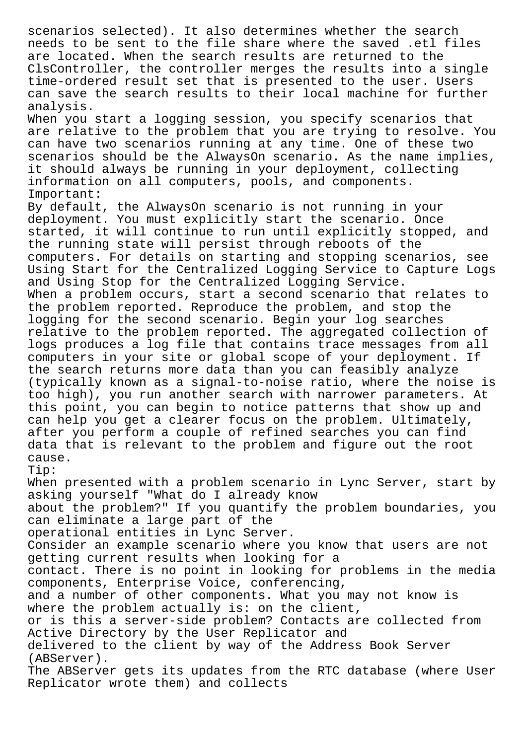scenarios selected). It also determines whether the search needs to be sent to the file share where the saved .etl files are located. When the search results are returned to the ClsController, the controller merges the results into a single time-ordered result set that is presented to the user. Users can save the search results to their local machine for further analysis.

When you start a logging session, you specify scenarios that are relative to the problem that you are trying to resolve. You can have two scenarios running at any time. One of these two scenarios should be the AlwaysOn scenario. As the name implies, it should always be running in your deployment, collecting information on all computers, pools, and components.

Important:

By default, the AlwaysOn scenario is not running in your deployment. You must explicitly start the scenario. Once started, it will continue to run until explicitly stopped, and the running state will persist through reboots of the computers. For details on starting and stopping scenarios, see Using Start for the Centralized Logging Service to Capture Logs and Using Stop for the Centralized Logging Service.

When a problem occurs, start a second scenario that relates to the problem reported. Reproduce the problem, and stop the logging for the second scenario. Begin your log searches relative to the problem reported. The aggregated collection of logs produces a log file that contains trace messages from all computers in your site or global scope of your deployment. If the search returns more data than you can feasibly analyze (typically known as a signal-to-noise ratio, where the noise is too high), you run another search with narrower parameters. At this point, you can begin to notice patterns that show up and can help you get a clearer focus on the problem. Ultimately, after you perform a couple of refined searches you can find data that is relevant to the problem and figure out the root cause.

Tip:

When presented with a problem scenario in Lync Server, start by asking yourself "What do I already know about the problem?" If you quantify the problem boundaries, you can eliminate a large part of the operational entities in Lync Server.

Consider an example scenario where you know that users are not getting current results when looking for a contact. There is no point in looking for problems in the media components, Enterprise Voice, conferencing, and a number of other components. What you may not know is where the problem actually is: on the client, or is this a server-side problem? Contacts are collected from Active Directory by the User Replicator and delivered to the client by way of the Address Book Server (ABServer).

The ABServer gets its updates from the RTC database (where User Replicator wrote them) and collects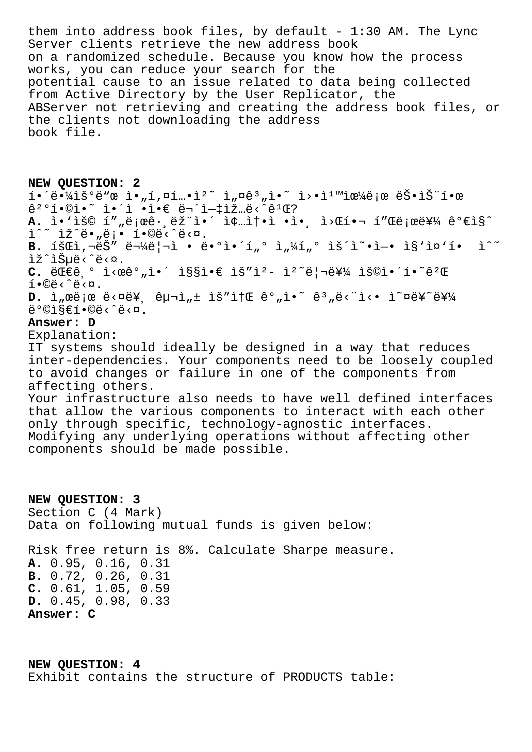them into address book files, by default - 1:30 AM. The Lync Server clients retrieve the new address book on a randomized schedule. Because you know how the process works, you can reduce your search for the potential cause to an issue related to data being collected from Active Directory by the User Replicator, the ABServer not retrieving and creating the address book files, or the clients not downloading the address book file.

**NEW QUESTION: 2**

í•´ë•¼ìš°ë"œ ì•"í,¤í…•ì²˜ ì"¤ê³"ì•˜ ì›•ì¹™ìœ¼ë¡œ ëŠ•ìŠ¨í•œ ê²°í•©ì•˜ ì•´ì •ì•€ ë¬´ì—‡ìž…ë‹ˆê¹Œ?

**A.** ì•'ìš© í"„ë¡œê·¸ëž¨ì•´ ì¢…ì†•ì •ì•¸ ì›Œí•¬ í"Œë¡œë¥¼ ê°€ì§ˆ ì¨˜ ìž^ë•"ë¡• í•©ë‹ˆë‹¤.

**B.** íšŒì,¬ëŠ" ë¬¼ë¦¬ì • ë•°ì•´í"° ì"¼í"° ìš´ì˜•ì—• ì§'ì¤'í•  ì^˜ ìž^ìŠµë‹ˆë‹¤.

**C.** ëŒ€ê¸° ì‹œê°"ì•´ ì§§ì•€ ìš"ì²­ ì²˜ë¦¬ë¥¼ ìš©ì•´í•˜ê²Œ í•©ë‹ˆë‹¤.

**D.** ì"œë¡œ ë‹¤ë¥¸ êµ¬ì"± ìš"ì†Œ ê°"ì•˜ ê³"ë‹¨ì‹• ì˜¤ë¥˜ë¥¼ ë°©ì§€í•©ë‹ˆë‹¤.

**Answer: D**

Explanation:
IT systems should ideally be designed in a way that reduces inter-dependencies. Your components need to be loosely coupled to avoid changes or failure in one of the components from affecting others.
Your infrastructure also needs to have well defined interfaces that allow the various components to interact with each other only through specific, technology-agnostic interfaces.
Modifying any underlying operations without affecting other components should be made possible.

**NEW QUESTION: 3**

Section C (4 Mark)
Data on following mutual funds is given below:

Risk free return is 8%. Calculate Sharpe measure.

**A.** 0.95, 0.16, 0.31
**B.** 0.72, 0.26, 0.31
**C.** 0.61, 1.05, 0.59
**D.** 0.45, 0.98, 0.33

**Answer: C**

**NEW QUESTION: 4**

Exhibit contains the structure of PRODUCTS table: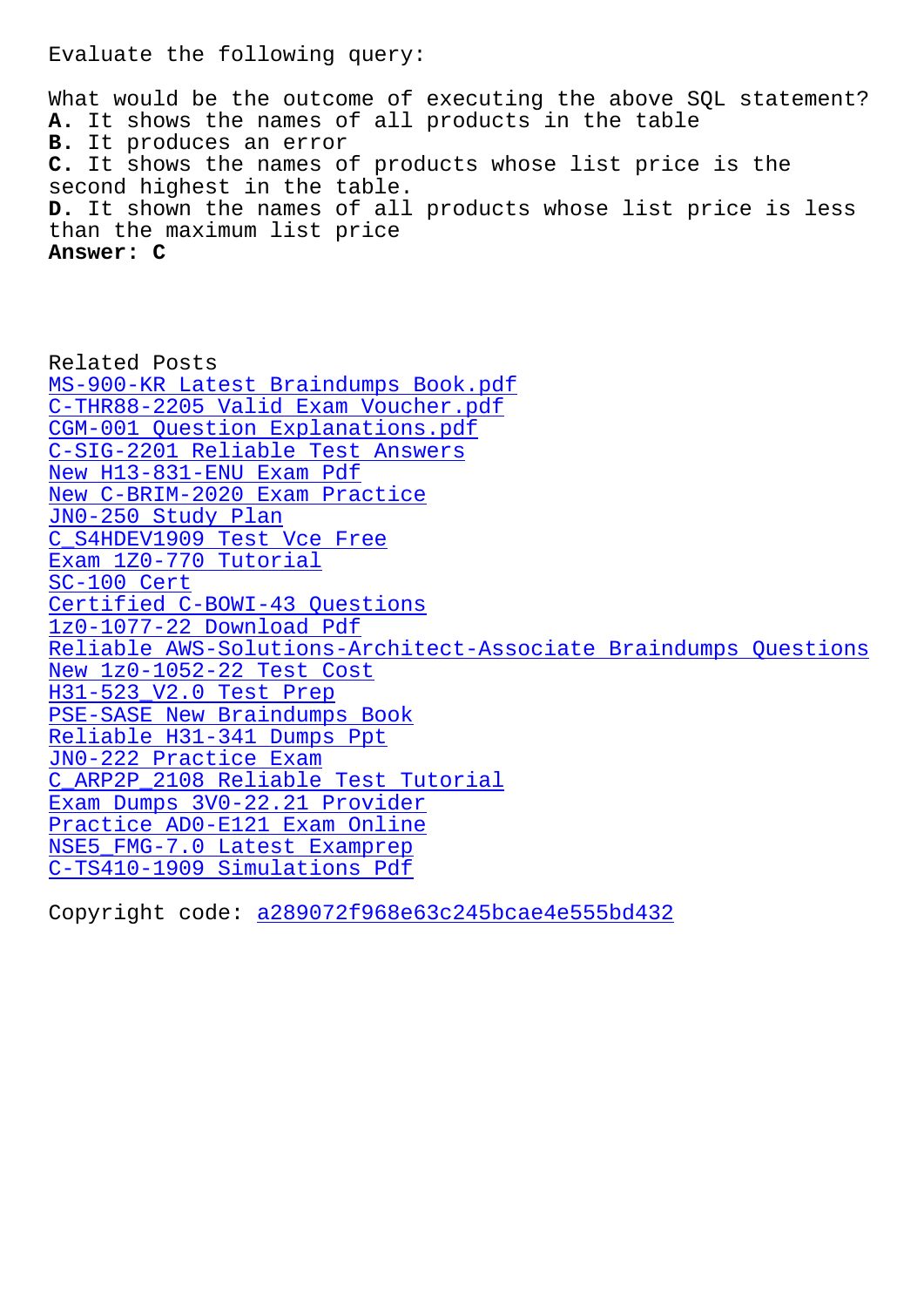Evaluate the following query:

What would be the outcome of executing the above SQL statement?
**A.** It shows the names of all products in the table
**B.** It produces an error
**C.** It shows the names of products whose list price is the second highest in the table.
**D.** It shown the names of all products whose list price is less than the maximum list price
**Answer: C**

Related Posts
MS-900-KR Latest Braindumps Book.pdf
C-THR88-2205 Valid Exam Voucher.pdf
CGM-001 Question Explanations.pdf
C-SIG-2201 Reliable Test Answers
New H13-831-ENU Exam Pdf
New C-BRIM-2020 Exam Practice
JN0-250 Study Plan
C_S4HDEV1909 Test Vce Free
Exam 1Z0-770 Tutorial
SC-100 Cert
Certified C-BOWI-43 Questions
1z0-1077-22 Download Pdf
Reliable AWS-Solutions-Architect-Associate Braindumps Questions
New 1z0-1052-22 Test Cost
H31-523_V2.0 Test Prep
PSE-SASE New Braindumps Book
Reliable H31-341 Dumps Ppt
JN0-222 Practice Exam
C_ARP2P_2108 Reliable Test Tutorial
Exam Dumps 3V0-22.21 Provider
Practice AD0-E121 Exam Online
NSE5_FMG-7.0 Latest Examprep
C-TS410-1909 Simulations Pdf

Copyright code: a289072f968e63c245bcae4e555bd432